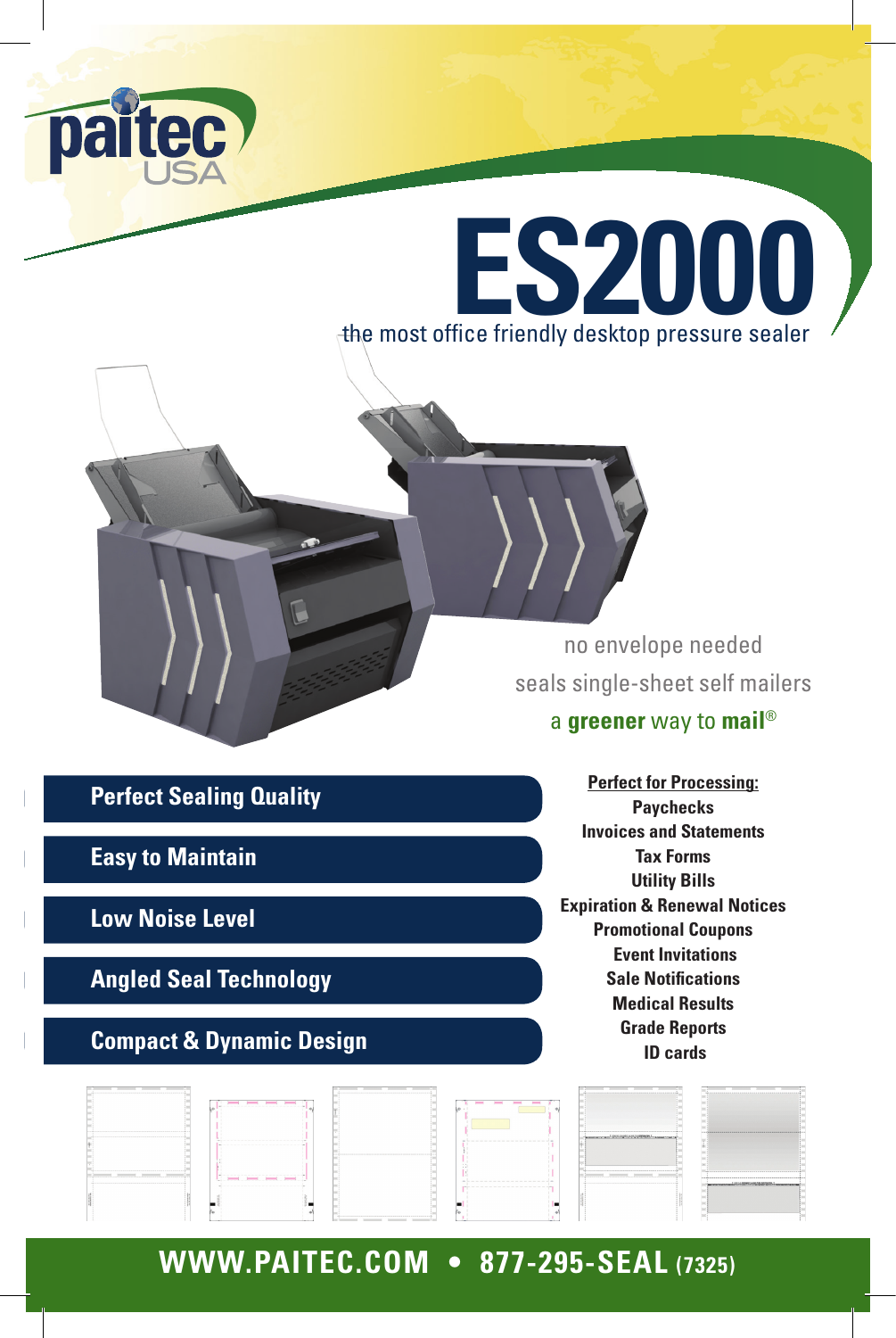# paitec USA

# ES2000

the most office friendly desktop pressure sealer

no envelope needed

seals single-sheet self mailers

a **greener** way to **mail**®

- **Perfect Sealing Quality**
- **Easy to Maintain**
- **Low Noise Level**
- **Angled Seal Technology**
- **Compact & Dynamic Design**

**Perfect for Processing:**

**Paychecks**
**Invoices and Statements**
**Tax Forms**
**Utility Bills**
**Expiration & Renewal Notices**
**Promotional Coupons**
**Event Invitations**
**Sale Notifications**
**Medical Results**
**Grade Reports**
**ID cards**

**WWW.PAITEC.COM • 877-295-SEAL (7325)**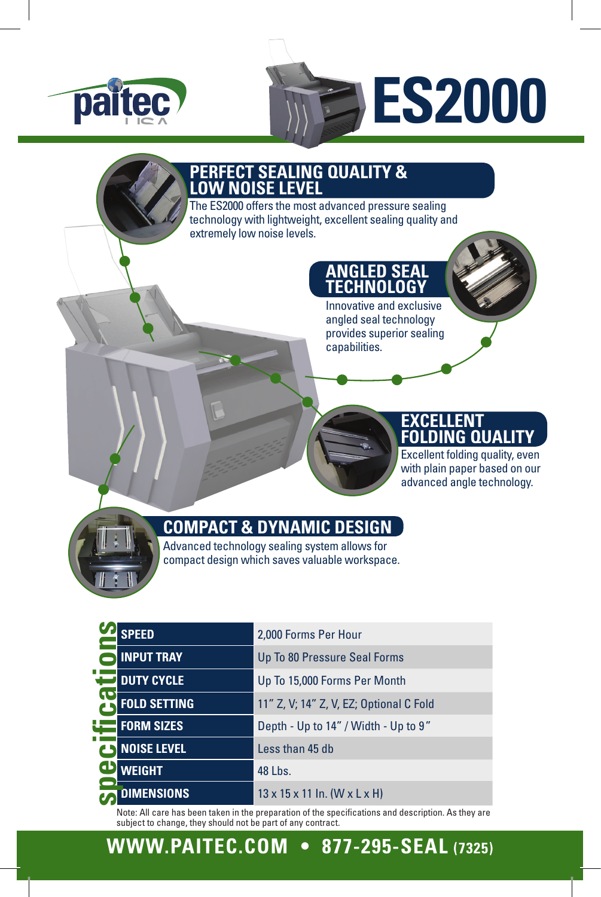# ES2000

## PERFECT SEALING QUALITY & LOW NOISE LEVEL

The ES2000 offers the most advanced pressure sealing technology with lightweight, excellent sealing quality and extremely low noise levels.

## ANGLED SEAL TECHNOLOGY

Innovative and exclusive angled seal technology provides superior sealing capabilities.

## EXCELLENT FOLDING QUALITY

Excellent folding quality, even with plain paper based on our advanced angle technology.

## COMPACT & DYNAMIC DESIGN

Advanced technology sealing system allows for compact design which saves valuable workspace.

## specifications

| | |
|---|---|
| **SPEED** | 2,000 Forms Per Hour |
| **INPUT TRAY** | Up To 80 Pressure Seal Forms |
| **DUTY CYCLE** | Up To 15,000 Forms Per Month |
| **FOLD SETTING** | 11" Z, V; 14" Z, V, EZ; Optional C Fold |
| **FORM SIZES** | Depth - Up to 14" / Width - Up to 9" |
| **NOISE LEVEL** | Less than 45 db |
| **WEIGHT** | 48 Lbs. |
| **DIMENSIONS** | 13 x 15 x 11 In. (W x L x H) |

Note: All care has been taken in the preparation of the specifications and description. As they are subject to change, they should not be part of any contract.

**WWW.PAITEC.COM • 877-295-SEAL (7325)**